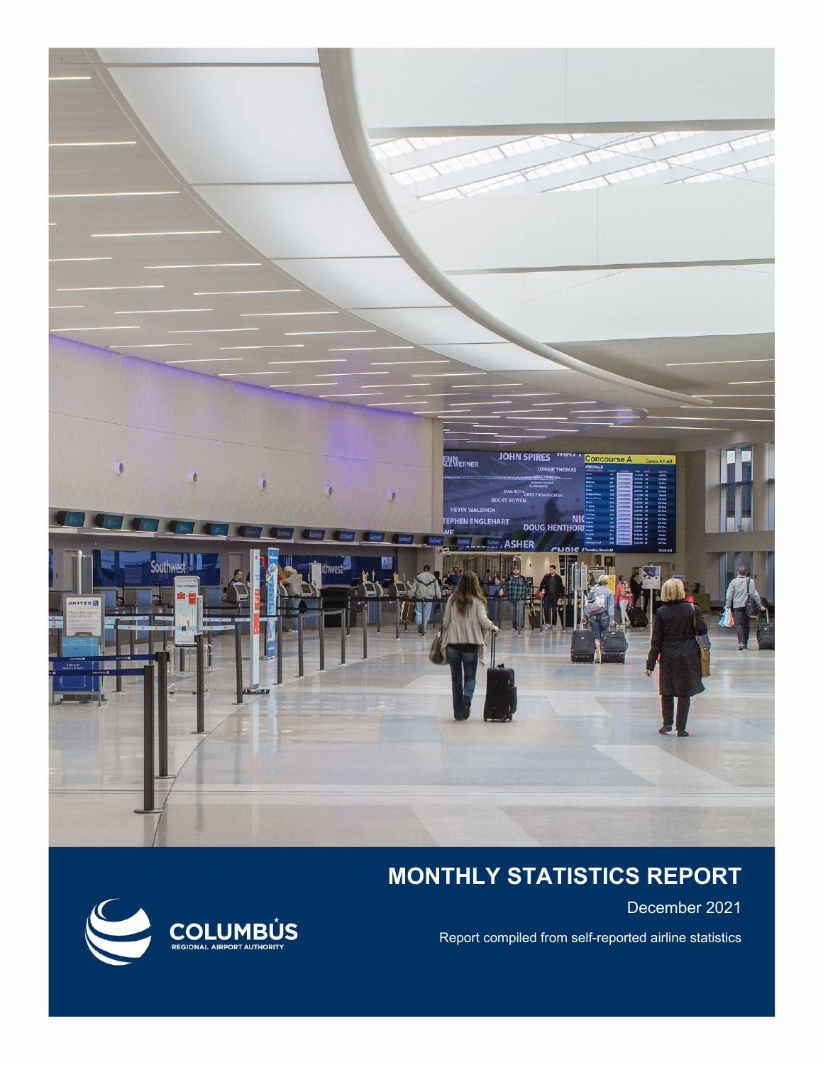# MONTHLY STATISTICS REPORT

December 2021

Report compiled from self-reported airline statistics

COLUMBUS REGIONAL AIRPORT AUTHORITY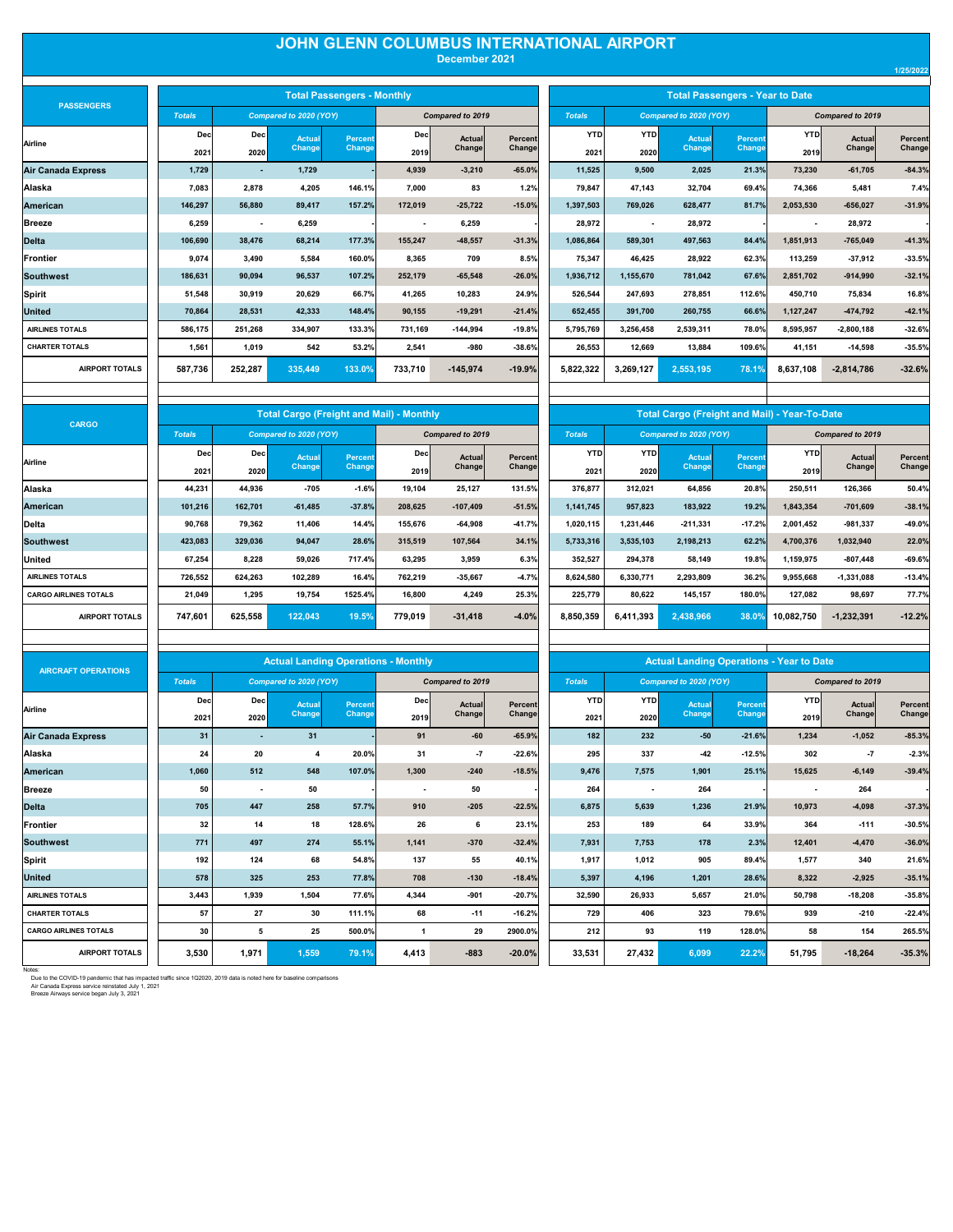# JOHN GLENN COLUMBUS INTERNATIONAL AIRPORT

December 2021

1/25/2022

## PASSENGERS

| Airline | Total Passengers - Monthly | | | | | | | Total Passengers - Year to Date | | | | | | |
|---|---|---|---|---|---|---|---|---|---|---|---|---|---|---|
| | Totals | Compared to 2020 (YOY) | | | Compared to 2019 | | | Totals | Compared to 2020 (YOY) | | | Compared to 2019 | | |
| | Dec 2021 | Dec 2020 | Actual Change | Percent Change | Dec 2019 | Actual Change | Percent Change | YTD 2021 | YTD 2020 | Actual Change | Percent Change | YTD 2019 | Actual Change | Percent Change |
| Air Canada Express | 1,729 | - | 1,729 | - | 4,939 | -3,210 | -65.0% | 11,525 | 9,500 | 2,025 | 21.3% | 73,230 | -61,705 | -84.3% |
| Alaska | 7,083 | 2,878 | 4,205 | 146.1% | 7,000 | 83 | 1.2% | 79,847 | 47,143 | 32,704 | 69.4% | 74,366 | 5,481 | 7.4% |
| American | 146,297 | 56,880 | 89,417 | 157.2% | 172,019 | -25,722 | -15.0% | 1,397,503 | 769,026 | 628,477 | 81.7% | 2,053,530 | -656,027 | -31.9% |
| Breeze | 6,259 | - | 6,259 | - | - | 6,259 | - | 28,972 | - | 28,972 | - | - | 28,972 | - |
| Delta | 106,690 | 38,476 | 68,214 | 177.3% | 155,247 | -48,557 | -31.3% | 1,086,864 | 589,301 | 497,563 | 84.4% | 1,851,913 | -765,049 | -41.3% |
| Frontier | 9,074 | 3,490 | 5,584 | 160.0% | 8,365 | 709 | 8.5% | 75,347 | 46,425 | 28,922 | 62.3% | 113,259 | -37,912 | -33.5% |
| Southwest | 186,631 | 90,094 | 96,537 | 107.2% | 252,179 | -65,548 | -26.0% | 1,936,712 | 1,155,670 | 781,042 | 67.6% | 2,851,702 | -914,990 | -32.1% |
| Spirit | 51,548 | 30,919 | 20,629 | 66.7% | 41,265 | 10,283 | 24.9% | 526,544 | 247,693 | 278,851 | 112.6% | 450,710 | 75,834 | 16.8% |
| United | 70,864 | 28,531 | 42,333 | 148.4% | 90,155 | -19,291 | -21.4% | 652,455 | 391,700 | 260,755 | 66.6% | 1,127,247 | -474,792 | -42.1% |
| AIRLINES TOTALS | 586,175 | 251,268 | 334,907 | 133.3% | 731,169 | -144,994 | -19.8% | 5,795,769 | 3,256,458 | 2,539,311 | 78.0% | 8,595,957 | -2,800,188 | -32.6% |
| CHARTER TOTALS | 1,561 | 1,019 | 542 | 53.2% | 2,541 | -980 | -38.6% | 26,553 | 12,669 | 13,884 | 109.6% | 41,151 | -14,598 | -35.5% |
| AIRPORT TOTALS | 587,736 | 252,287 | 335,449 | 133.0% | 733,710 | -145,974 | -19.9% | 5,822,322 | 3,269,127 | 2,553,195 | 78.1% | 8,637,108 | -2,814,786 | -32.6% |

## CARGO

| Airline | Total Cargo (Freight and Mail) - Monthly | | | | | | | Total Cargo (Freight and Mail) - Year-To-Date | | | | | | |
|---|---|---|---|---|---|---|---|---|---|---|---|---|---|---|
| | Totals | Compared to 2020 (YOY) | | | Compared to 2019 | | | Totals | Compared to 2020 (YOY) | | | Compared to 2019 | | |
| | Dec 2021 | Dec 2020 | Actual Change | Percent Change | Dec 2019 | Actual Change | Percent Change | YTD 2021 | YTD 2020 | Actual Change | Percent Change | YTD 2019 | Actual Change | Percent Change |
| Alaska | 44,231 | 44,936 | -705 | -1.6% | 19,104 | 25,127 | 131.5% | 376,877 | 312,021 | 64,856 | 20.8% | 250,511 | 126,366 | 50.4% |
| American | 101,216 | 162,701 | -61,485 | -37.8% | 208,625 | -107,409 | -51.5% | 1,141,745 | 957,823 | 183,922 | 19.2% | 1,843,354 | -701,609 | -38.1% |
| Delta | 90,768 | 79,362 | 11,406 | 14.4% | 155,676 | -64,908 | -41.7% | 1,020,115 | 1,231,446 | -211,331 | -17.2% | 2,001,452 | -981,337 | -49.0% |
| Southwest | 423,083 | 329,036 | 94,047 | 28.6% | 315,519 | 107,564 | 34.1% | 5,733,316 | 3,535,103 | 2,198,213 | 62.2% | 4,700,376 | 1,032,940 | 22.0% |
| United | 67,254 | 8,228 | 59,026 | 717.4% | 63,295 | 3,959 | 6.3% | 352,527 | 294,378 | 58,149 | 19.8% | 1,159,975 | -807,448 | -69.6% |
| AIRLINES TOTALS | 726,552 | 624,263 | 102,289 | 16.4% | 762,219 | -35,667 | -4.7% | 8,624,580 | 6,330,771 | 2,293,809 | 36.2% | 9,955,668 | -1,331,088 | -13.4% |
| CARGO AIRLINES TOTALS | 21,049 | 1,295 | 19,754 | 1525.4% | 16,800 | 4,249 | 25.3% | 225,779 | 80,622 | 145,157 | 180.0% | 127,082 | 98,697 | 77.7% |
| AIRPORT TOTALS | 747,601 | 625,558 | 122,043 | 19.5% | 779,019 | -31,418 | -4.0% | 8,850,359 | 6,411,393 | 2,438,966 | 38.0% | 10,082,750 | -1,232,391 | -12.2% |

## AIRCRAFT OPERATIONS

| Airline | Actual Landing Operations - Monthly | | | | | | | Actual Landing Operations - Year to Date | | | | | | |
|---|---|---|---|---|---|---|---|---|---|---|---|---|---|---|
| | Totals | Compared to 2020 (YOY) | | | Compared to 2019 | | | Totals | Compared to 2020 (YOY) | | | Compared to 2019 | | |
| | Dec 2021 | Dec 2020 | Actual Change | Percent Change | Dec 2019 | Actual Change | Percent Change | YTD 2021 | YTD 2020 | Actual Change | Percent Change | YTD 2019 | Actual Change | Percent Change |
| Air Canada Express | 31 | - | 31 | - | 91 | -60 | -65.9% | 182 | 232 | -50 | -21.6% | 1,234 | -1,052 | -85.3% |
| Alaska | 24 | 20 | 4 | 20.0% | 31 | -7 | -22.6% | 295 | 337 | -42 | -12.5% | 302 | -7 | -2.3% |
| American | 1,060 | 512 | 548 | 107.0% | 1,300 | -240 | -18.5% | 9,476 | 7,575 | 1,901 | 25.1% | 15,625 | -6,149 | -39.4% |
| Breeze | 50 | - | 50 | - | - | 50 | - | 264 | - | 264 | - | - | 264 | - |
| Delta | 705 | 447 | 258 | 57.7% | 910 | -205 | -22.5% | 6,875 | 5,639 | 1,236 | 21.9% | 10,973 | -4,098 | -37.3% |
| Frontier | 32 | 14 | 18 | 128.6% | 26 | 6 | 23.1% | 253 | 189 | 64 | 33.9% | 364 | -111 | -30.5% |
| Southwest | 771 | 497 | 274 | 55.1% | 1,141 | -370 | -32.4% | 7,931 | 7,753 | 178 | 2.3% | 12,401 | -4,470 | -36.0% |
| Spirit | 192 | 124 | 68 | 54.8% | 137 | 55 | 40.1% | 1,917 | 1,012 | 905 | 89.4% | 1,577 | 340 | 21.6% |
| United | 578 | 325 | 253 | 77.8% | 708 | -130 | -18.4% | 5,397 | 4,196 | 1,201 | 28.6% | 8,322 | -2,925 | -35.1% |
| AIRLINES TOTALS | 3,443 | 1,939 | 1,504 | 77.6% | 4,344 | -901 | -20.7% | 32,590 | 26,933 | 5,657 | 21.0% | 50,798 | -18,208 | -35.8% |
| CHARTER TOTALS | 57 | 27 | 30 | 111.1% | 68 | -11 | -16.2% | 729 | 406 | 323 | 79.6% | 939 | -210 | -22.4% |
| CARGO AIRLINES TOTALS | 30 | 5 | 25 | 500.0% | 1 | 29 | 2900.0% | 212 | 93 | 119 | 128.0% | 58 | 154 | 265.5% |
| AIRPORT TOTALS | 3,530 | 1,971 | 1,559 | 79.1% | 4,413 | -883 | -20.0% | 33,531 | 27,432 | 6,099 | 22.2% | 51,795 | -18,264 | -35.3% |

Notes:

Due to the COVID-19 pandemic that has impacted traffic since 1Q2020, 2019 data is noted here for baseline comparisons

Air Canada Express service reinstated July 1, 2021

Breeze Airways service began July 3, 2021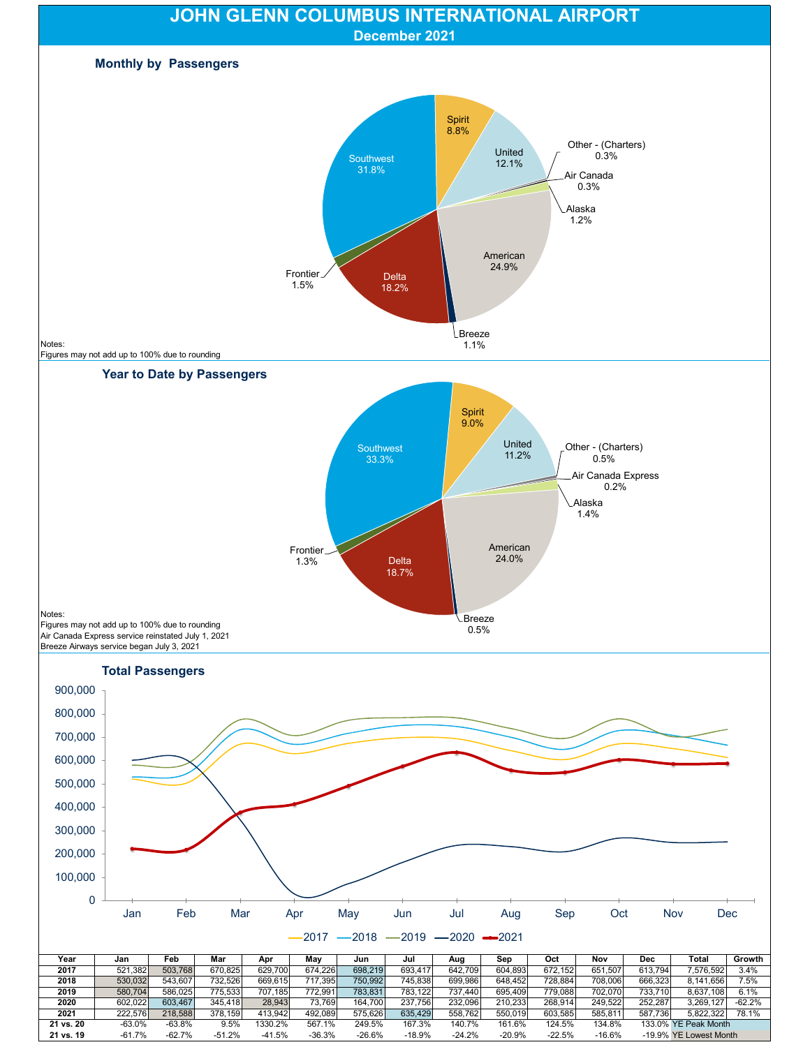# JOHN GLENN COLUMBUS INTERNATIONAL AIRPORT

## December 2021

### Monthly by Passengers

Southwest 31.8%, Spirit 8.8%, United 12.1%, Other - (Charters) 0.3%, Air Canada 0.3%, Alaska 1.2%, American 24.9%, Breeze 1.1%, Delta 18.2%, Frontier 1.5%

Notes:
Figures may not add up to 100% due to rounding

### Year to Date by Passengers

Southwest 33.3%, Spirit 9.0%, United 11.2%, Other - (Charters) 0.5%, Air Canada Express 0.2%, Alaska 1.4%, American 24.0%, Breeze 0.5%, Delta 18.7%, Frontier 1.3%

Notes:
Figures may not add up to 100% due to rounding
Air Canada Express service reinstated July 1, 2021
Breeze Airways service began July 3, 2021

### Total Passengers

| Year | Jan | Feb | Mar | Apr | May | Jun | Jul | Aug | Sep | Oct | Nov | Dec | Total | Growth |
|---|---|---|---|---|---|---|---|---|---|---|---|---|---|---|
| 2017 | 521,382 | 503,768 | 670,825 | 629,700 | 674,226 | 698,219 | 693,417 | 642,709 | 604,893 | 672,152 | 651,507 | 613,794 | 7,576,592 | 3.4% |
| 2018 | 530,032 | 543,607 | 732,526 | 669,615 | 717,395 | 750,992 | 745,838 | 699,986 | 648,452 | 728,884 | 708,006 | 666,323 | 8,141,656 | 7.5% |
| 2019 | 580,704 | 586,025 | 775,533 | 707,185 | 772,991 | 783,831 | 783,122 | 737,440 | 695,409 | 779,088 | 702,070 | 733,710 | 8,637,108 | 6.1% |
| 2020 | 602,022 | 603,467 | 345,418 | 28,943 | 73,769 | 164,700 | 237,756 | 232,096 | 210,233 | 268,914 | 249,522 | 252,287 | 3,269,127 | -62.2% |
| 2021 | 222,576 | 218,588 | 378,159 | 413,942 | 492,089 | 575,626 | 635,429 | 558,762 | 550,019 | 603,585 | 585,811 | 587,736 | 5,822,322 | 78.1% |
| 21 vs. 20 | -63.0% | -63.8% | 9.5% | 1330.2% | 567.1% | 249.5% | 167.3% | 140.7% | 161.6% | 124.5% | 134.8% | 133.0% | YE Peak Month | |
| 21 vs. 19 | -61.7% | -62.7% | -51.2% | -41.5% | -36.3% | -26.6% | -18.9% | -24.2% | -20.9% | -22.5% | -16.6% | -19.9% | YE Lowest Month | |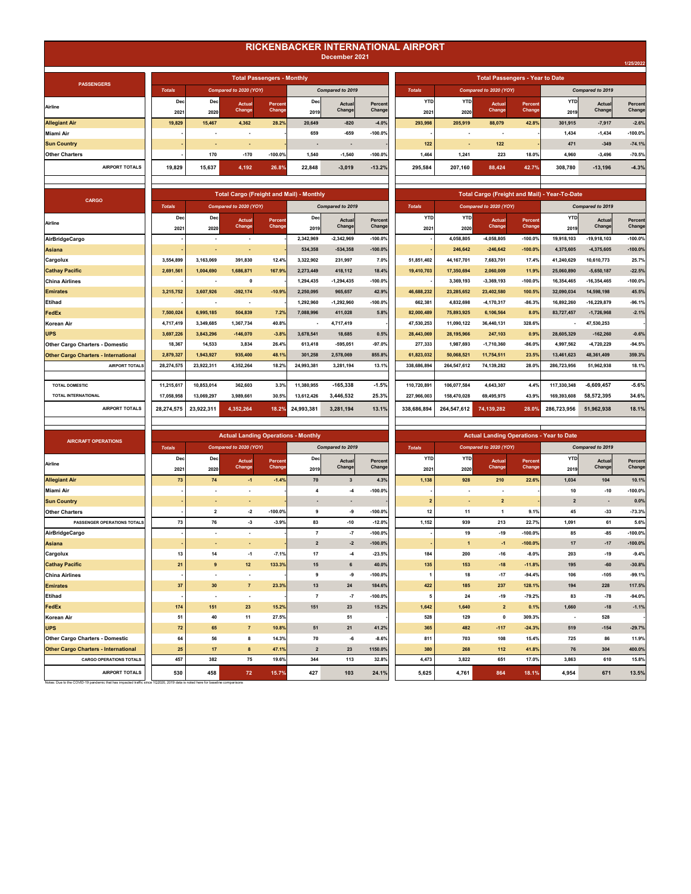# RICKENBACKER INTERNATIONAL AIRPORT

**December 2021**

1/25/2022

## PASSENGERS

| Airline | Total Passengers - Monthly | | | | | | | Total Passengers - Year to Date | | | | | | |
|---|---|---|---|---|---|---|---|---|---|---|---|---|---|---|
| | Totals | Compared to 2020 (YOY) | | | Compared to 2019 | | | Totals | Compared to 2020 (YOY) | | | Compared to 2019 | | |
| | Dec 2021 | Dec 2020 | Actual Change | Percent Change | Dec 2019 | Actual Change | Percent Change | YTD 2021 | YTD 2020 | Actual Change | Percent Change | YTD 2019 | Actual Change | Percent Change |
| Allegiant Air | 19,829 | 15,467 | 4,362 | 28.2% | 20,649 | -820 | -4.0% | 293,998 | 205,919 | 88,079 | 42.8% | 301,915 | -7,917 | -2.6% |
| Miami Air | - | - | - | - | 659 | -659 | -100.0% | - | - | - | - | 1,434 | -1,434 | -100.0% |
| Sun Country | - | - | - | - | - | - | - | 122 | - | 122 | - | 471 | -349 | -74.1% |
| Other Charters | - | 170 | -170 | -100.0% | 1,540 | -1,540 | -100.0% | 1,464 | 1,241 | 223 | 18.0% | 4,960 | -3,496 | -70.5% |
| AIRPORT TOTALS | 19,829 | 15,637 | 4,192 | 26.8% | 22,848 | -3,019 | -13.2% | 295,584 | 207,160 | 88,424 | 42.7% | 308,780 | -13,196 | -4.3% |

## CARGO

| Airline | Total Cargo (Freight and Mail) - Monthly | | | | | | | Total Cargo (Freight and Mail) - Year-To-Date | | | | | | |
|---|---|---|---|---|---|---|---|---|---|---|---|---|---|---|
| | Totals | Compared to 2020 (YOY) | | | Compared to 2019 | | | Totals | Compared to 2020 (YOY) | | | Compared to 2019 | | |
| | Dec 2021 | Dec 2020 | Actual Change | Percent Change | Dec 2019 | Actual Change | Percent Change | YTD 2021 | YTD 2020 | Actual Change | Percent Change | YTD 2019 | Actual Change | Percent Change |
| AirBridgeCargo | - | - | - | - | 2,342,969 | -2,342,969 | -100.0% | - | 4,058,805 | -4,058,805 | -100.0% | 19,918,103 | -19,918,103 | -100.0% |
| Asiana | - | - | - | - | 534,358 | -534,358 | -100.0% | - | 246,642 | -246,642 | -100.0% | 4,375,605 | -4,375,605 | -100.0% |
| Cargolux | 3,554,899 | 3,163,069 | 391,830 | 12.4% | 3,322,902 | 231,997 | 7.0% | 51,851,402 | 44,167,701 | 7,683,701 | 17.4% | 41,240,629 | 10,610,773 | 25.7% |
| Cathay Pacific | 2,691,561 | 1,004,690 | 1,686,871 | 167.9% | 2,273,449 | 418,112 | 18.4% | 19,410,703 | 17,350,694 | 2,060,009 | 11.9% | 25,060,890 | -5,650,187 | -22.5% |
| China Airlines | - | - | 0 | - | 1,294,435 | -1,294,435 | -100.0% | - | 3,369,193 | -3,369,193 | -100.0% | 16,354,465 | -16,354,465 | -100.0% |
| Emirates | 3,215,752 | 3,607,926 | -392,174 | -10.9% | 2,250,095 | 965,657 | 42.9% | 46,688,232 | 23,285,652 | 23,402,580 | 100.5% | 32,090,034 | 14,598,198 | 45.5% |
| Etihad | - | - | - | - | 1,292,960 | -1,292,960 | -100.0% | 662,381 | 4,832,698 | -4,170,317 | -86.3% | 16,892,260 | -16,229,879 | -96.1% |
| FedEx | 7,500,024 | 6,995,185 | 504,839 | 7.2% | 7,088,996 | 411,028 | 5.8% | 82,000,489 | 75,893,925 | 6,106,564 | 8.0% | 83,727,457 | -1,726,968 | -2.1% |
| Korean Air | 4,717,419 | 3,349,685 | 1,367,734 | 40.8% | - | 4,717,419 | - | 47,530,253 | 11,090,122 | 36,440,131 | 328.6% | - | 47,530,253 | - |
| UPS | 3,697,226 | 3,843,296 | -146,070 | -3.8% | 3,678,541 | 18,685 | 0.5% | 28,443,069 | 28,195,966 | 247,103 | 0.9% | 28,605,329 | -162,260 | -0.6% |
| Other Cargo Charters - Domestic | 18,367 | 14,533 | 3,834 | 26.4% | 613,418 | -595,051 | -97.0% | 277,333 | 1,987,693 | -1,710,360 | -86.0% | 4,997,562 | -4,720,229 | -94.5% |
| Other Cargo Charters - International | 2,879,327 | 1,943,927 | 935,400 | 48.1% | 301,258 | 2,578,069 | 855.8% | 61,823,032 | 50,068,521 | 11,754,511 | 23.5% | 13,461,623 | 48,361,409 | 359.3% |
| AIRPORT TOTALS | 28,274,575 | 23,922,311 | 4,352,264 | 18.2% | 24,993,381 | 3,281,194 | 13.1% | 338,686,894 | 264,547,612 | 74,139,282 | 28.0% | 286,723,956 | 51,962,938 | 18.1% |
| TOTAL DOMESTIC | 11,215,617 | 10,853,014 | 362,603 | 3.3% | 11,380,955 | -165,338 | -1.5% | 110,720,891 | 106,077,584 | 4,643,307 | 4.4% | 117,330,348 | -6,609,457 | -5.6% |
| TOTAL INTERNATIONAL | 17,058,958 | 13,069,297 | 3,989,661 | 30.5% | 13,612,426 | 3,446,532 | 25.3% | 227,966,003 | 158,470,028 | 69,495,975 | 43.9% | 169,393,608 | 58,572,395 | 34.6% |
| AIRPORT TOTALS | 28,274,575 | 23,922,311 | 4,352,264 | 18.2% | 24,993,381 | 3,281,194 | 13.1% | 338,686,894 | 264,547,612 | 74,139,282 | 28.0% | 286,723,956 | 51,962,938 | 18.1% |

## AIRCRAFT OPERATIONS

| Airline | Actual Landing Operations - Monthly | | | | | | | Actual Landing Operations - Year to Date | | | | | | |
|---|---|---|---|---|---|---|---|---|---|---|---|---|---|---|
| | Totals | Compared to 2020 (YOY) | | | Compared to 2019 | | | Totals | Compared to 2020 (YOY) | | | Compared to 2019 | | |
| | Dec 2021 | Dec 2020 | Actual Change | Percent Change | Dec 2019 | Actual Change | Percent Change | YTD 2021 | YTD 2020 | Actual Change | Percent Change | YTD 2019 | Actual Change | Percent Change |
| Allegiant Air | 73 | 74 | -1 | -1.4% | 70 | 3 | 4.3% | 1,138 | 928 | 210 | 22.6% | 1,034 | 104 | 10.1% |
| Miami Air | - | - | - | - | 4 | -4 | -100.0% | - | - | - | - | 10 | -10 | -100.0% |
| Sun Country | - | - | - | - | - | - | - | 2 | - | 2 | - | 2 | - | 0.0% |
| Other Charters | - | 2 | -2 | -100.0% | 9 | -9 | -100.0% | 12 | 11 | 1 | 9.1% | 45 | -33 | -73.3% |
| PASSENGER OPERATIONS TOTALS | 73 | 76 | -3 | -3.9% | 83 | -10 | -12.0% | 1,152 | 939 | 213 | 22.7% | 1,091 | 61 | 5.6% |
| AirBridgeCargo | - | - | - | - | 7 | -7 | -100.0% | - | 19 | -19 | -100.0% | 85 | -85 | -100.0% |
| Asiana | - | - | - | - | 2 | -2 | -100.0% | - | 1 | -1 | -100.0% | 17 | -17 | -100.0% |
| Cargolux | 13 | 14 | -1 | -7.1% | 17 | -4 | -23.5% | 184 | 200 | -16 | -8.0% | 203 | -19 | -9.4% |
| Cathay Pacific | 21 | 9 | 12 | 133.3% | 15 | 6 | 40.0% | 135 | 153 | -18 | -11.8% | 195 | -60 | -30.8% |
| China Airlines | - | - | - | - | 9 | -9 | -100.0% | 1 | 18 | -17 | -94.4% | 106 | -105 | -99.1% |
| Emirates | 37 | 30 | 7 | 23.3% | 13 | 24 | 184.6% | 422 | 185 | 237 | 128.1% | 194 | 228 | 117.5% |
| Etihad | - | - | - | - | 7 | -7 | -100.0% | 5 | 24 | -19 | -79.2% | 83 | -78 | -94.0% |
| FedEx | 174 | 151 | 23 | 15.2% | 151 | 23 | 15.2% | 1,642 | 1,640 | 2 | 0.1% | 1,660 | -18 | -1.1% |
| Korean Air | 51 | 40 | 11 | 27.5% | | 51 | - | 528 | 129 | 0 | 309.3% | - | 528 | - |
| UPS | 72 | 65 | 7 | 10.8% | 51 | 21 | 41.2% | 365 | 482 | -117 | -24.3% | 519 | -154 | -29.7% |
| Other Cargo Charters - Domestic | 64 | 56 | 8 | 14.3% | 70 | -6 | -8.6% | 811 | 703 | 108 | 15.4% | 725 | 86 | 11.9% |
| Other Cargo Charters - International | 25 | 17 | 8 | 47.1% | 2 | 23 | 1150.0% | 380 | 268 | 112 | 41.8% | 76 | 304 | 400.0% |
| CARGO OPERATIONS TOTALS | 457 | 382 | 75 | 19.6% | 344 | 113 | 32.8% | 4,473 | 3,822 | 651 | 17.0% | 3,863 | 610 | 15.8% |
| AIRPORT TOTALS | 530 | 458 | 72 | 15.7% | 427 | 103 | 24.1% | 5,625 | 4,761 | 864 | 18.1% | 4,954 | 671 | 13.5% |

Notes: Due to the COVID-19 pandemic that has impacted traffic since 1Q2020, 2019 data is noted here for baseline comparisons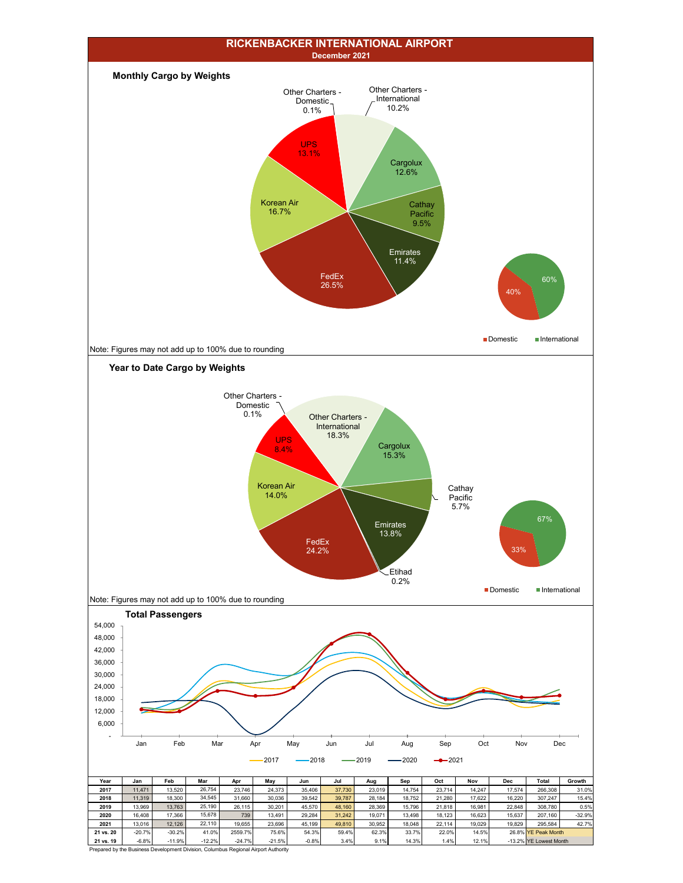# RICKENBACKER INTERNATIONAL AIRPORT

**December 2021**

## Monthly Cargo by Weights

Other Charters - Domestic 0.1%
Other Charters - International 10.2%
Cargolux 12.6%
Cathay Pacific 9.5%
Emirates 11.4%
FedEx 26.5%
Korean Air 16.7%
UPS 13.1%

Domestic 40%
International 60%

Note: Figures may not add up to 100% due to rounding

## Year to Date Cargo by Weights

Other Charters - Domestic 0.1%
Other Charters - International 18.3%
Cargolux 15.3%
Cathay Pacific 5.7%
Emirates 13.8%
Etihad 0.2%
FedEx 24.2%
Korean Air 14.0%
UPS 8.4%

Domestic 33%
International 67%

Note: Figures may not add up to 100% due to rounding

## Total Passengers

| Year | Jan | Feb | Mar | Apr | May | Jun | Jul | Aug | Sep | Oct | Nov | Dec | Total | Growth |
|---|---|---|---|---|---|---|---|---|---|---|---|---|---|---|
| 2017 | 11,471 | 13,520 | 26,754 | 23,746 | 24,373 | 35,406 | 37,730 | 23,019 | 14,754 | 23,714 | 14,247 | 17,574 | 266,308 | 31.0% |
| 2018 | 11,319 | 18,300 | 34,545 | 31,660 | 30,036 | 39,542 | 39,787 | 28,184 | 18,752 | 21,280 | 17,622 | 16,220 | 307,247 | 15.4% |
| 2019 | 13,969 | 13,763 | 25,190 | 26,115 | 30,201 | 45,570 | 48,160 | 28,369 | 15,796 | 21,818 | 16,981 | 22,848 | 308,780 | 0.5% |
| 2020 | 16,408 | 17,366 | 15,678 | 739 | 13,491 | 29,284 | 31,242 | 19,071 | 13,498 | 18,123 | 16,623 | 15,637 | 207,160 | -32.9% |
| 2021 | 13,016 | 12,126 | 22,110 | 19,655 | 23,696 | 45,199 | 49,810 | 30,952 | 18,048 | 22,114 | 19,029 | 19,829 | 295,584 | 42.7% |
| 21 vs. 20 | -20.7% | -30.2% | 41.0% | 2559.7% | 75.6% | 54.3% | 59.4% | 62.3% | 33.7% | 22.0% | 14.5% | 26.8% | YE Peak Month | |
| 21 vs. 19 | -6.8% | -11.9% | -12.2% | -24.7% | -21.5% | -0.8% | 3.4% | 9.1% | 14.3% | 1.4% | 12.1% | -13.2% | YE Lowest Month | |

Prepared by the Business Development Division, Columbus Regional Airport Authority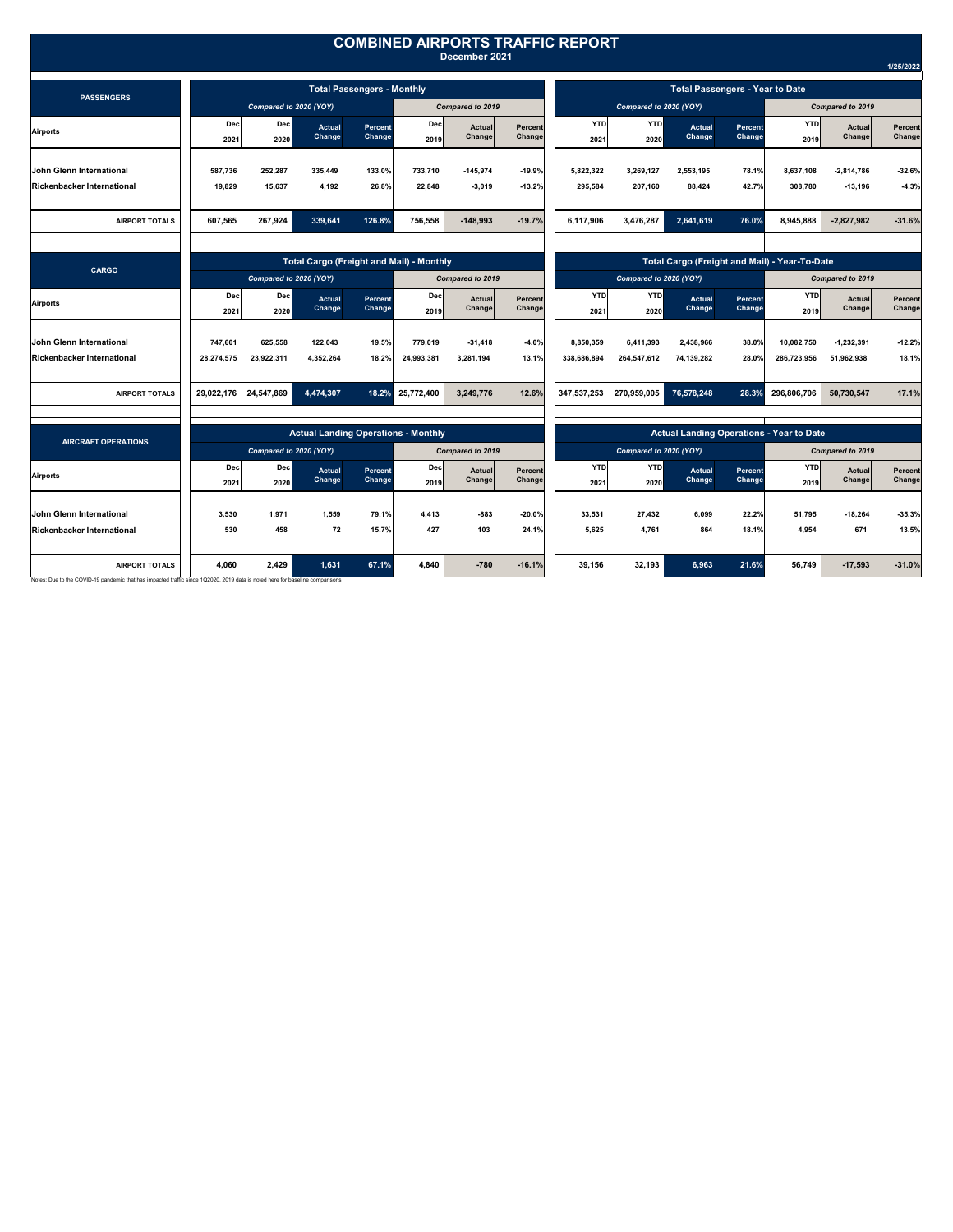# COMBINED AIRPORTS TRAFFIC REPORT

**December 2021**

1/25/2022

## PASSENGERS

| Airports | Total Passengers - Monthly | | | | | | | Total Passengers - Year to Date | | | | | | |
|---|---|---|---|---|---|---|---|---|---|---|---|---|---|---|
| | *Compared to 2020 (YOY)* | | | | *Compared to 2019* | | | *Compared to 2020 (YOY)* | | | | *Compared to 2019* | | |
| | Dec 2021 | Dec 2020 | Actual Change | Percent Change | Dec 2019 | Actual Change | Percent Change | YTD 2021 | YTD 2020 | Actual Change | Percent Change | YTD 2019 | Actual Change | Percent Change |
| John Glenn International | 587,736 | 252,287 | 335,449 | 133.0% | 733,710 | -145,974 | -19.9% | 5,822,322 | 3,269,127 | 2,553,195 | 78.1% | 8,637,108 | -2,814,786 | -32.6% |
| Rickenbacker International | 19,829 | 15,637 | 4,192 | 26.8% | 22,848 | -3,019 | -13.2% | 295,584 | 207,160 | 88,424 | 42.7% | 308,780 | -13,196 | -4.3% |
| **AIRPORT TOTALS** | **607,565** | **267,924** | **339,641** | **126.8%** | **756,558** | **-148,993** | **-19.7%** | **6,117,906** | **3,476,287** | **2,641,619** | **76.0%** | **8,945,888** | **-2,827,982** | **-31.6%** |

## CARGO

| Airports | Total Cargo (Freight and Mail) - Monthly | | | | | | | Total Cargo (Freight and Mail) - Year-To-Date | | | | | | |
|---|---|---|---|---|---|---|---|---|---|---|---|---|---|---|
| | *Compared to 2020 (YOY)* | | | | *Compared to 2019* | | | *Compared to 2020 (YOY)* | | | | *Compared to 2019* | | |
| | Dec 2021 | Dec 2020 | Actual Change | Percent Change | Dec 2019 | Actual Change | Percent Change | YTD 2021 | YTD 2020 | Actual Change | Percent Change | YTD 2019 | Actual Change | Percent Change |
| John Glenn International | 747,601 | 625,558 | 122,043 | 19.5% | 779,019 | -31,418 | -4.0% | 8,850,359 | 6,411,393 | 2,438,966 | 38.0% | 10,082,750 | -1,232,391 | -12.2% |
| Rickenbacker International | 28,274,575 | 23,922,311 | 4,352,264 | 18.2% | 24,993,381 | 3,281,194 | 13.1% | 338,686,894 | 264,547,612 | 74,139,282 | 28.0% | 286,723,956 | 51,962,938 | 18.1% |
| **AIRPORT TOTALS** | **29,022,176** | **24,547,869** | **4,474,307** | **18.2%** | **25,772,400** | **3,249,776** | **12.6%** | **347,537,253** | **270,959,005** | **76,578,248** | **28.3%** | **296,806,706** | **50,730,547** | **17.1%** |

## AIRCRAFT OPERATIONS

| Airports | Actual Landing Operations - Monthly | | | | | | | Actual Landing Operations - Year to Date | | | | | | |
|---|---|---|---|---|---|---|---|---|---|---|---|---|---|---|
| | *Compared to 2020 (YOY)* | | | | *Compared to 2019* | | | *Compared to 2020 (YOY)* | | | | *Compared to 2019* | | |
| | Dec 2021 | Dec 2020 | Actual Change | Percent Change | Dec 2019 | Actual Change | Percent Change | YTD 2021 | YTD 2020 | Actual Change | Percent Change | YTD 2019 | Actual Change | Percent Change |
| John Glenn International | 3,530 | 1,971 | 1,559 | 79.1% | 4,413 | -883 | -20.0% | 33,531 | 27,432 | 6,099 | 22.2% | 51,795 | -18,264 | -35.3% |
| Rickenbacker International | 530 | 458 | 72 | 15.7% | 427 | 103 | 24.1% | 5,625 | 4,761 | 864 | 18.1% | 4,954 | 671 | 13.5% |
| **AIRPORT TOTALS** | **4,060** | **2,429** | **1,631** | **67.1%** | **4,840** | **-780** | **-16.1%** | **39,156** | **32,193** | **6,963** | **21.6%** | **56,749** | **-17,593** | **-31.0%** |

Notes: Due to the COVID-19 pandemic that has impacted traffic since 1Q2020, 2019 data is noted here for baseline comparisons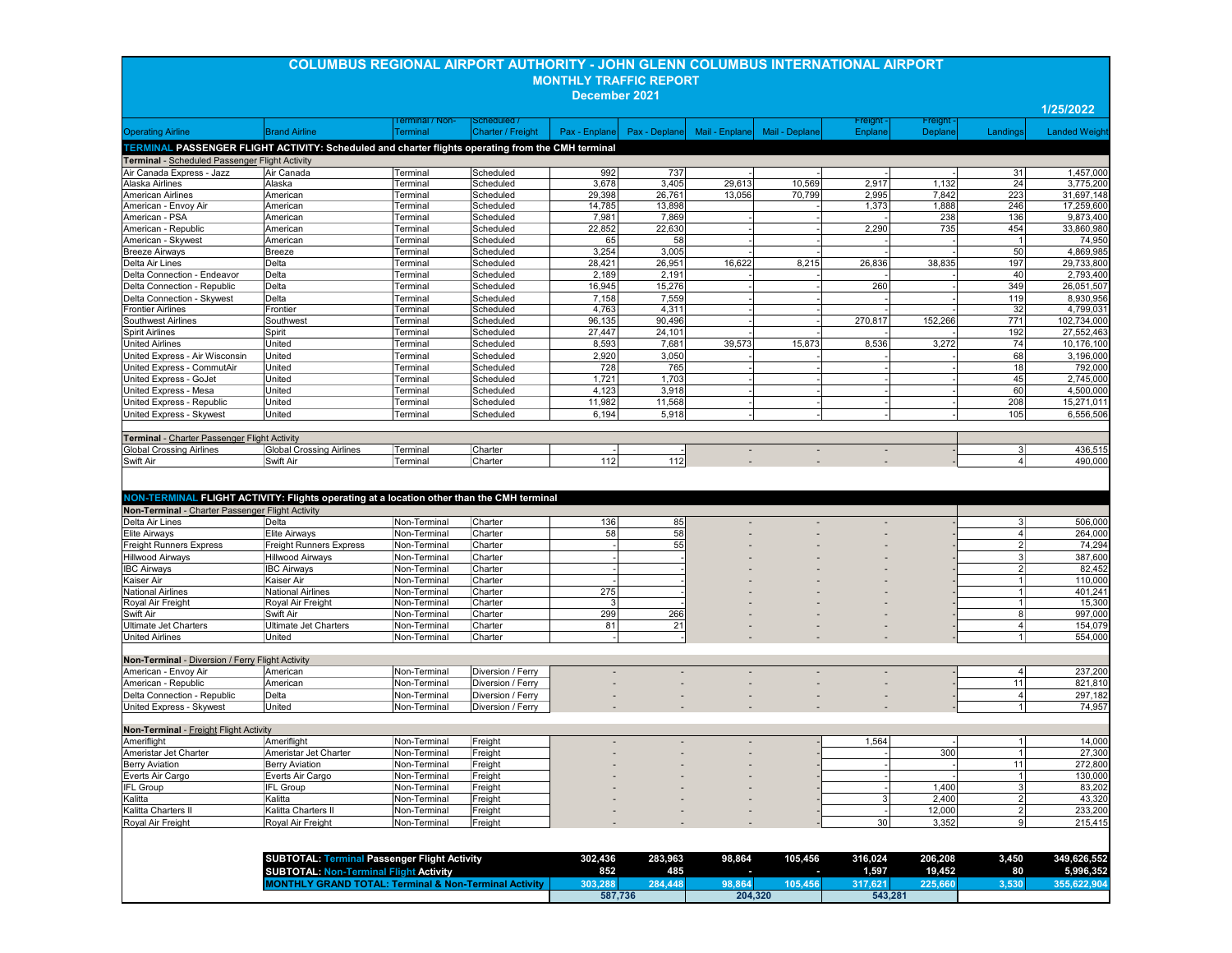# COLUMBUS REGIONAL AIRPORT AUTHORITY - JOHN GLENN COLUMBUS INTERNATIONAL AIRPORT

## MONTHLY TRAFFIC REPORT

## December 2021

1/25/2022

| Operating Airline | Brand Airline | Terminal / Non-Terminal | Scheduled / Charter / Freight | Pax - Enplane | Pax - Deplane | Mail - Enplane | Mail - Deplane | Freight - Enplane | Freight - Deplane | Landings | Landed Weight |
|---|---|---|---|---|---|---|---|---|---|---|---|
| **TERMINAL PASSENGER FLIGHT ACTIVITY: Scheduled and charter flights operating from the CMH terminal** | | | | | | | | | | | |
| **Terminal - Scheduled Passenger Flight Activity** | | | | | | | | | | | |
| Air Canada Express - Jazz | Air Canada | Terminal | Scheduled | 992 | 737 | - | - | - | - | 31 | 1,457,000 |
| Alaska Airlines | Alaska | Terminal | Scheduled | 3,678 | 3,405 | 29,613 | 10,569 | 2,917 | 1,132 | 24 | 3,775,200 |
| American Airlines | American | Terminal | Scheduled | 29,398 | 26,761 | 13,056 | 70,799 | 2,995 | 7,842 | 223 | 31,697,148 |
| American - Envoy Air | American | Terminal | Scheduled | 14,785 | 13,898 | - | - | 1,373 | 1,888 | 246 | 17,259,600 |
| American - PSA | American | Terminal | Scheduled | 7,981 | 7,869 | - | - | - | 238 | 136 | 9,873,400 |
| American - Republic | American | Terminal | Scheduled | 22,852 | 22,630 | - | - | 2,290 | 735 | 454 | 33,860,980 |
| American - Skywest | American | Terminal | Scheduled | 65 | 58 | - | - | - | - | 1 | 74,950 |
| Breeze Airways | Breeze | Terminal | Scheduled | 3,254 | 3,005 | - | - | - | - | 50 | 4,869,985 |
| Delta Air Lines | Delta | Terminal | Scheduled | 28,421 | 26,951 | 16,622 | 8,215 | 26,836 | 38,835 | 197 | 29,733,800 |
| Delta Connection - Endeavor | Delta | Terminal | Scheduled | 2,189 | 2,191 | - | - | - | - | 40 | 2,793,400 |
| Delta Connection - Republic | Delta | Terminal | Scheduled | 16,945 | 15,276 | - | - | 260 | - | 349 | 26,051,507 |
| Delta Connection - Skywest | Delta | Terminal | Scheduled | 7,158 | 7,559 | - | - | - | - | 119 | 8,930,956 |
| Frontier Airlines | Frontier | Terminal | Scheduled | 4,763 | 4,311 | - | - | - | - | 32 | 4,799,031 |
| Southwest Airlines | Southwest | Terminal | Scheduled | 96,135 | 90,496 | - | - | 270,817 | 152,266 | 771 | 102,734,000 |
| Spirit Airlines | Spirit | Terminal | Scheduled | 27,447 | 24,101 | - | - | - | - | 192 | 27,552,463 |
| United Airlines | United | Terminal | Scheduled | 8,593 | 7,681 | 39,573 | 15,873 | 8,536 | 3,272 | 74 | 10,176,100 |
| United Express - Air Wisconsin | United | Terminal | Scheduled | 2,920 | 3,050 | - | - | - | - | 68 | 3,196,000 |
| United Express - CommutAir | United | Terminal | Scheduled | 728 | 765 | - | - | - | - | 18 | 792,000 |
| United Express - GoJet | United | Terminal | Scheduled | 1,721 | 1,703 | - | - | - | - | 45 | 2,745,000 |
| United Express - Mesa | United | Terminal | Scheduled | 4,123 | 3,918 | - | - | - | - | 60 | 4,500,000 |
| United Express - Republic | United | Terminal | Scheduled | 11,982 | 11,568 | - | - | - | - | 208 | 15,271,011 |
| United Express - Skywest | United | Terminal | Scheduled | 6,194 | 5,918 | - | - | - | - | 105 | 6,556,506 |
| **Terminal - Charter Passenger Flight Activity** | | | | | | | | | | | |
| Global Crossing Airlines | Global Crossing Airlines | Terminal | Charter | - | - | - | - | - | - | 3 | 436,515 |
| Swift Air | Swift Air | Terminal | Charter | 112 | 112 | - | - | - | - | 4 | 490,000 |
| **NON-TERMINAL FLIGHT ACTIVITY: Flights operating at a location other than the CMH terminal** | | | | | | | | | | | |
| **Non-Terminal - Charter Passenger Flight Activity** | | | | | | | | | | | |
| Delta Air Lines | Delta | Non-Terminal | Charter | 136 | 85 | - | - | - | - | 3 | 506,000 |
| Elite Airways | Elite Airways | Non-Terminal | Charter | 58 | 58 | - | - | - | - | 4 | 264,000 |
| Freight Runners Express | Freight Runners Express | Non-Terminal | Charter | - | 55 | - | - | - | - | 2 | 74,294 |
| Hillwood Airways | Hillwood Airways | Non-Terminal | Charter | - | - | - | - | - | - | 3 | 387,600 |
| IBC Airways | IBC Airways | Non-Terminal | Charter | - | - | - | - | - | - | 2 | 82,452 |
| Kaiser Air | Kaiser Air | Non-Terminal | Charter | - | - | - | - | - | - | 1 | 110,000 |
| National Airlines | National Airlines | Non-Terminal | Charter | 275 | - | - | - | - | - | 1 | 401,241 |
| Royal Air Freight | Royal Air Freight | Non-Terminal | Charter | 3 | - | - | - | - | - | 1 | 15,300 |
| Swift Air | Swift Air | Non-Terminal | Charter | 299 | 266 | - | - | - | - | 8 | 997,000 |
| Ultimate Jet Charters | Ultimate Jet Charters | Non-Terminal | Charter | 81 | 21 | - | - | - | - | 4 | 154,079 |
| United Airlines | United | Non-Terminal | Charter | - | - | - | - | - | - | 1 | 554,000 |
| **Non-Terminal - Diversion / Ferry Flight Activity** | | | | | | | | | | | |
| American - Envoy Air | American | Non-Terminal | Diversion / Ferry | - | - | - | - | - | - | 4 | 237,200 |
| American - Republic | American | Non-Terminal | Diversion / Ferry | - | - | - | - | - | - | 11 | 821,810 |
| Delta Connection - Republic | Delta | Non-Terminal | Diversion / Ferry | - | - | - | - | - | - | 4 | 297,182 |
| United Express - Skywest | United | Non-Terminal | Diversion / Ferry | - | - | - | - | - | - | 1 | 74,957 |
| **Non-Terminal - Freight Flight Activity** | | | | | | | | | | | |
| Ameriflight | Ameriflight | Non-Terminal | Freight | - | - | - | - | 1,564 | - | 1 | 14,000 |
| Ameristar Jet Charter | Ameristar Jet Charter | Non-Terminal | Freight | - | - | - | - | - | 300 | 1 | 27,300 |
| Berry Aviation | Berry Aviation | Non-Terminal | Freight | - | - | - | - | - | - | 11 | 272,800 |
| Everts Air Cargo | Everts Air Cargo | Non-Terminal | Freight | - | - | - | - | - | - | 1 | 130,000 |
| IFL Group | IFL Group | Non-Terminal | Freight | - | - | - | - | - | 1,400 | 3 | 83,202 |
| Kalitta | Kalitta | Non-Terminal | Freight | - | - | - | - | 3 | 2,400 | 2 | 43,320 |
| Kalitta Charters II | Kalitta Charters II | Non-Terminal | Freight | - | - | - | - | - | 12,000 | 2 | 233,200 |
| Royal Air Freight | Royal Air Freight | Non-Terminal | Freight | - | - | - | - | 30 | 3,352 | 9 | 215,415 |
| | **SUBTOTAL: Terminal Passenger Flight Activity** | | | 302,436 | 283,963 | 98,864 | 105,456 | 316,024 | 206,208 | 3,450 | 349,626,552 |
| | **SUBTOTAL: Non-Terminal Flight Activity** | | | 852 | 485 | - | - | 1,597 | 19,452 | 80 | 5,996,352 |
| | **MONTHLY GRAND TOTAL: Terminal & Non-Terminal Activity** | | | 303,288 | 284,448 | 98,864 | 105,456 | 317,621 | 225,660 | 3,530 | 355,622,904 |
| | | | | 587,736 | | 204,320 | | 543,281 | | | |